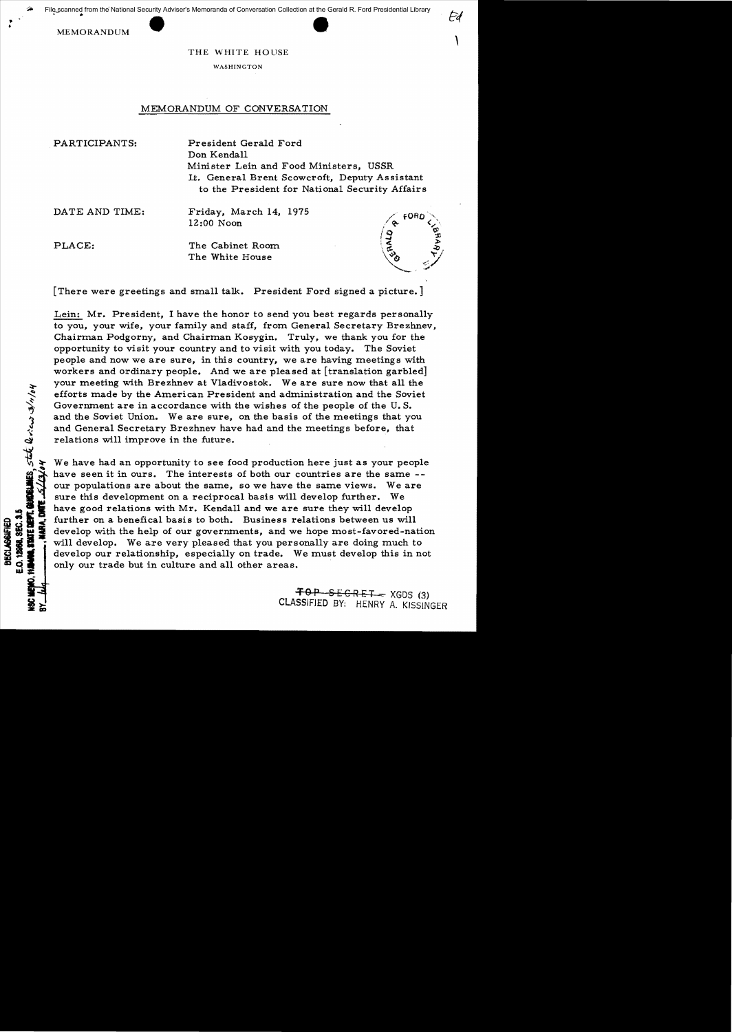File scanned from the National Security Adviser's Memoranda of Conversation Collection at the Gerald R. Ford Presidential Library

MEMORANDUM

THE WHITE HOUSE

WASHINGTON

# MEMORANDUM OF CONVERSATION

PARTICIPANTS: President Gerald Ford
Don Kendall
Minister Lein and Food Ministers, USSR
Lt. General Brent Scowcroft, Deputy Assistant to the President for National Security Affairs

DATE AND TIME: Friday, March 14, 1975
12:00 Noon

PLACE: The Cabinet Room
The White House

[There were greetings and small talk. President Ford signed a picture.]

Lein: Mr. President, I have the honor to send you best regards personally to you, your wife, your family and staff, from General Secretary Brezhnev, Chairman Podgorny, and Chairman Kosygin. Truly, we thank you for the opportunity to visit your country and to visit with you today. The Soviet people and now we are sure, in this country, we are having meetings with workers and ordinary people. And we are pleased at [translation garbled] your meeting with Brezhnev at Vladivostok. We are sure now that all the efforts made by the American President and administration and the Soviet Government are in accordance with the wishes of the people of the U.S. and the Soviet Union. We are sure, on the basis of the meetings that you and General Secretary Brezhnev have had and the meetings before, that relations will improve in the future.

We have had an opportunity to see food production here just as your people have seen it in ours. The interests of both our countries are the same -- our populations are about the same, so we have the same views. We are sure this development on a reciprocal basis will develop further. We have good relations with Mr. Kendall and we are sure they will develop further on a benefical basis to both. Business relations between us will develop with the help of our governments, and we hope most-favored-nation will develop. We are very pleased that you personally are doing much to develop our relationship, especially on trade. We must develop this in not only our trade but in culture and all other areas.

DECLASSIFIED
E.O. 12958, SEC. 3.5
NSC MEMO, 11/24/98, STATE DEPT. GUIDELINES, State Review 3/11/04
BY ___, NARA, DATE 5/13/04

~~TOP SECRET~~ XGDS (3)
CLASSIFIED BY: HENRY A. KISSINGER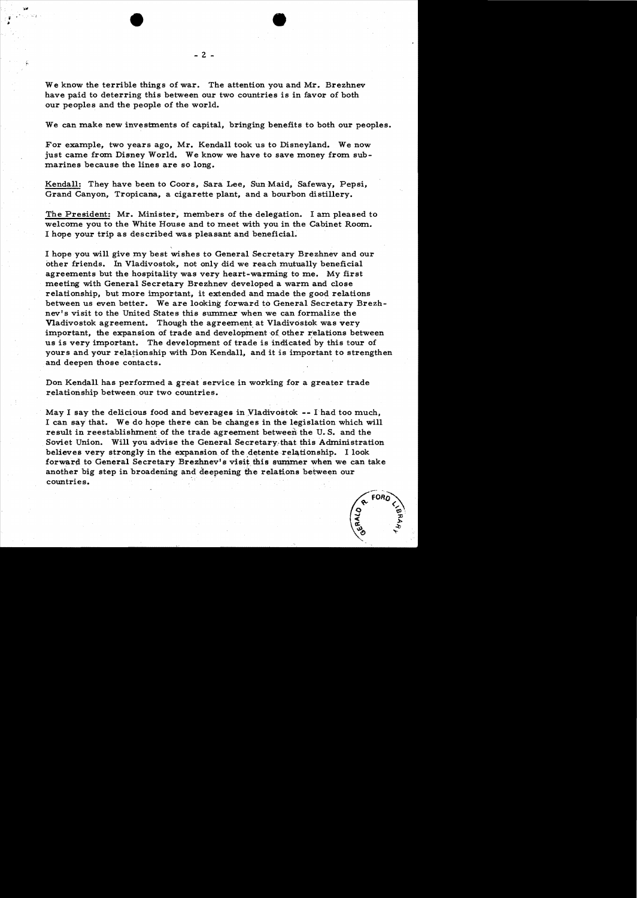We know the terrible things of war. The attention you and Mr. Brezhnev have paid to deterring this between our two countries is in favor of both our peoples and the people of the world.

We can make new investments of capital, bringing benefits to both our peoples.

For example, two years ago, Mr. Kendall took us to Disneyland. We now just came from Disney World. We know we have to save money from submarines because the lines are so long.

Kendall: They have been to Coors, Sara Lee, Sun Maid, Safeway, Pepsi, Grand Canyon, Tropicana, a cigarette plant, and a bourbon distillery.

The President: Mr. Minister, members of the delegation. I am pleased to welcome you to the White House and to meet with you in the Cabinet Room. I hope your trip as described was pleasant and beneficial.

I hope you will give my best wishes to General Secretary Brezhnev and our other friends. In Vladivostok, not only did we reach mutually beneficial agreements but the hospitality was very heart-warming to me. My first meeting with General Secretary Brezhnev developed a warm and close relationship, but more important, it extended and made the good relations between us even better. We are looking forward to General Secretary Brezhnev's visit to the United States this summer when we can formalize the Vladivostok agreement. Though the agreement at Vladivostok was very important, the expansion of trade and development of other relations between us is very important. The development of trade is indicated by this tour of yours and your relationship with Don Kendall, and it is important to strengthen and deepen those contacts.

Don Kendall has performed a great service in working for a greater trade relationship between our two countries.

May I say the delicious food and beverages in Vladivostok -- I had too much, I can say that. We do hope there can be changes in the legislation which will result in reestablishment of the trade agreement between the U. S. and the Soviet Union. Will you advise the General Secretary that this Administration believes very strongly in the expansion of the detente relationship. I look forward to General Secretary Brezhnev's visit this summer when we can take another big step in broadening and deepening the relations between our countries.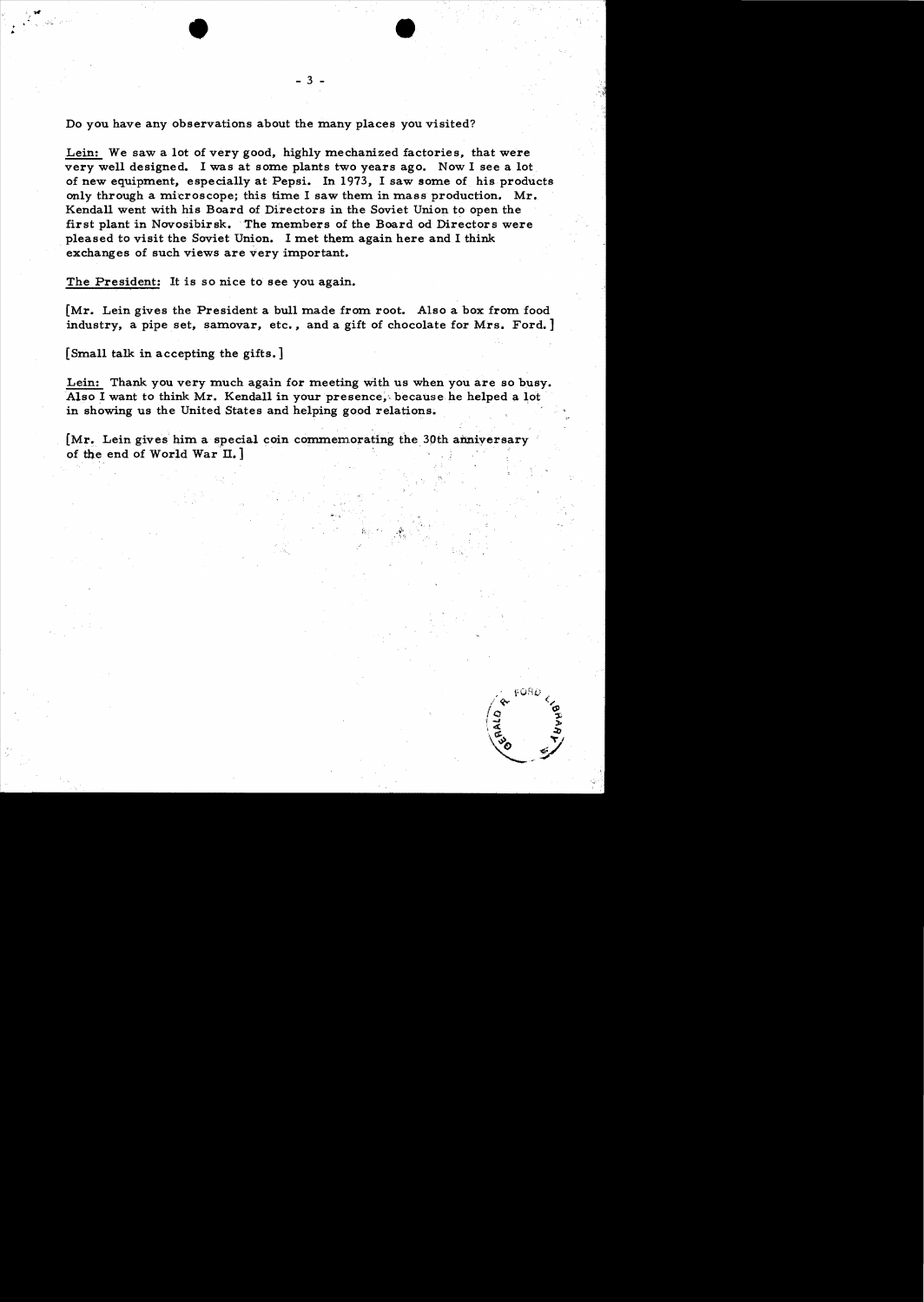Do you have any observations about the many places you visited?

Lein: We saw a lot of very good, highly mechanized factories, that were very well designed. I was at some plants two years ago. Now I see a lot of new equipment, especially at Pepsi. In 1973, I saw some of his products only through a microscope; this time I saw them in mass production. Mr. Kendall went with his Board of Directors in the Soviet Union to open the first plant in Novosibirsk. The members of the Board od Directors were pleased to visit the Soviet Union. I met them again here and I think exchanges of such views are very important.

The President: It is so nice to see you again.

[Mr. Lein gives the President a bull made from root. Also a box from food industry, a pipe set, samovar, etc., and a gift of chocolate for Mrs. Ford.]

[Small talk in accepting the gifts.]

Lein: Thank you very much again for meeting with us when you are so busy. Also I want to think Mr. Kendall in your presence, because he helped a lot in showing us the United States and helping good relations.

[Mr. Lein gives him a special coin commemorating the 30th anniversary of the end of World War II.]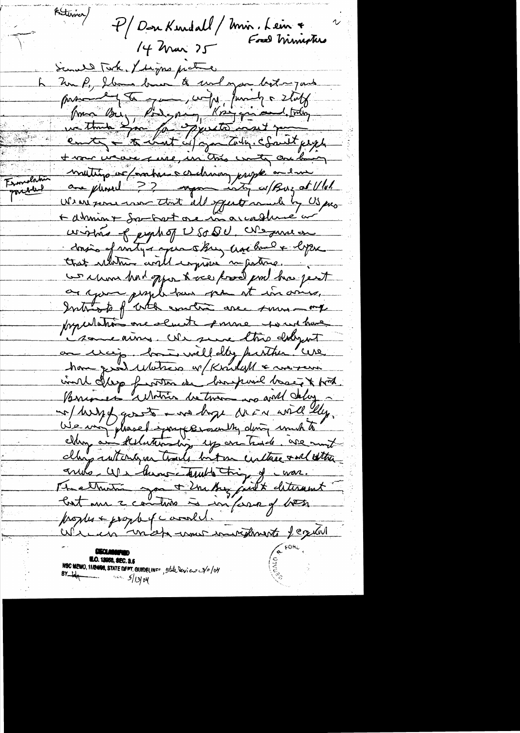Returned

P/ Don Kendall / Min. Lein + Food Minister

14 Mar 75

Small Talk, 1 signs picture

L Mr P, I have been to and your last year's presented to you, w/ pres., family & staff from Brez, Podgorny, Kosygin, and today we thank you for opportunity to visit your country & to visit w/ you today. Soviet people & our warm senses, in this country and being meetings w/ members & ordinary people and we are pleased ?? agreement w/ Brez at Vlad.

Formulation garbled

We are sure now that all efforts made by US pres & admin & Sov. that are in accordance w/ wishes of people of USSR. We were on basis of mutual agreement & Brez ... and & hope that relations will improve in future.

We were had opportunity to see food ... and have just as your people ... in ours. Interests of both countries ... on population one and the same ... we have ... same aims. We ... this delegation ... will ... further. We have good relations w/ Kendall & we ... would develop further on ... basis & ...

Business relations ... will delay ... w/ ... & we hope ... will ...

We very pleased ... recently during ... to ... our relationship ... trade ... & ... other ... We have ... of war.

The ... you & ... Brez ... & ... that our 2 countries is in favor of both peoples & people of world.

We ... investments of capital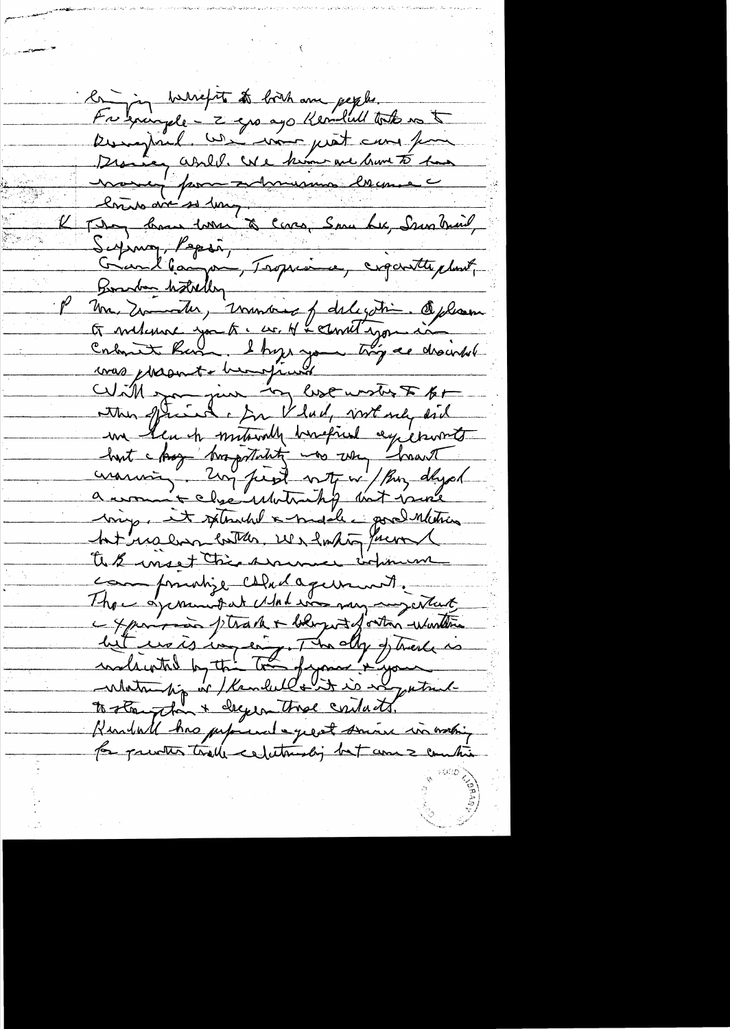bringing benefits to both our people.
For example – 2 yrs ago Kendall took me to Kunming. We were just come from Disney World. We knew we have to have money from Americans because there are so many.

K They have come to Coca, Sara Lee, Sun Bird, Supreme, Pepsi,
Grand Canyon, Tropicana, cigarette plant, Bourbon distillery

P Mr. Zamyatin, members of delegation. A pleasure to welcome you to U.S. If I could you in Cabinet Room. I hope your trip as described was pleasant & beneficial.
With your given by last winter to for other officials, Jim Vlad, not only did we learn of mutually beneficial experiments but a key hospitality was very heart warming. My first visit w/ Brez developed a warm & close relationship that we've enjoyed, it extended & made good relations but made better. We're looking forward to 2 meet this summer & hope we can finalize Vlad agreement.
The agreement at Vlad was very important & expansion of trade & blueprint of strong relations but was is very ongoing. The day of trade is indicated by the team of yours & your relationship w/ Kendall & it is important to strengthen & deepen those contacts.
Kendall has performed a great service in working for greater trade relationship but are 2 countries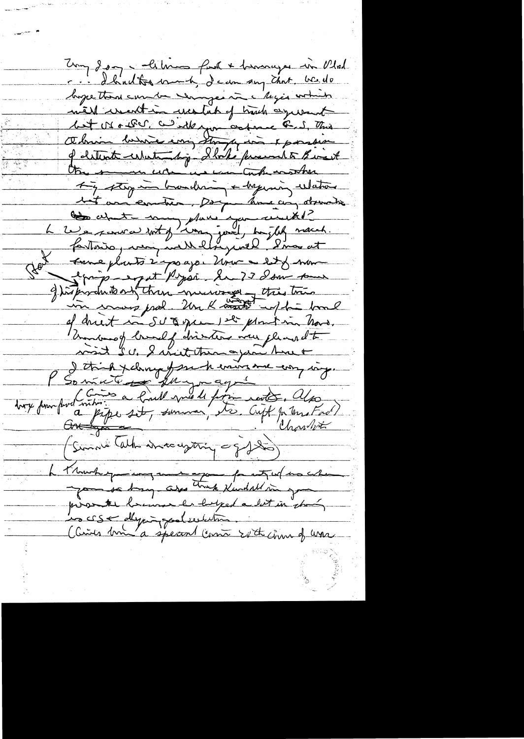Many Jews – citizens food & luncheon in Vlad
– I had to work, I can say that. We do
hope there can be changes in a Regis which
will result in ratification of trade agreement
bet US & USSR. With your assistance B.S. This
Admin believes very strongly in expansion
of detente relationship. I look forward to Brezhnev visit
the summer when we can take another
big step in broadening & deepening relations
bet our countries. Do you have any observations
about what many places you visited?

K We saw a lot of very good, highly mech.
factories, very well equipped. I was at
some plants 2 yrs ago. Now a lot of new
equip – espec Pepsi. In 73 I saw some
of his products & then miniscule – this time
in enormous prod. Mr K up the bowl
of direct in SU to open 1st plant in Nov.
Hundreds of kinds of drinks were pleased to
visit SU. I visit there again here &
I think exchange of such visits are very imp.

P So nice to see you again

(Gives a Ford medal from visits. Also a pipe set, samovar, etc. Gift for Mrs Ford)
Chocolate

(Some talk interrupting of gifts)

K Thank you very much again for interest when
you so busy. Also thank Kendall in your
presence because he helped a lot in choosing
US & laying good relations.

(Gives him a special commem of the ...